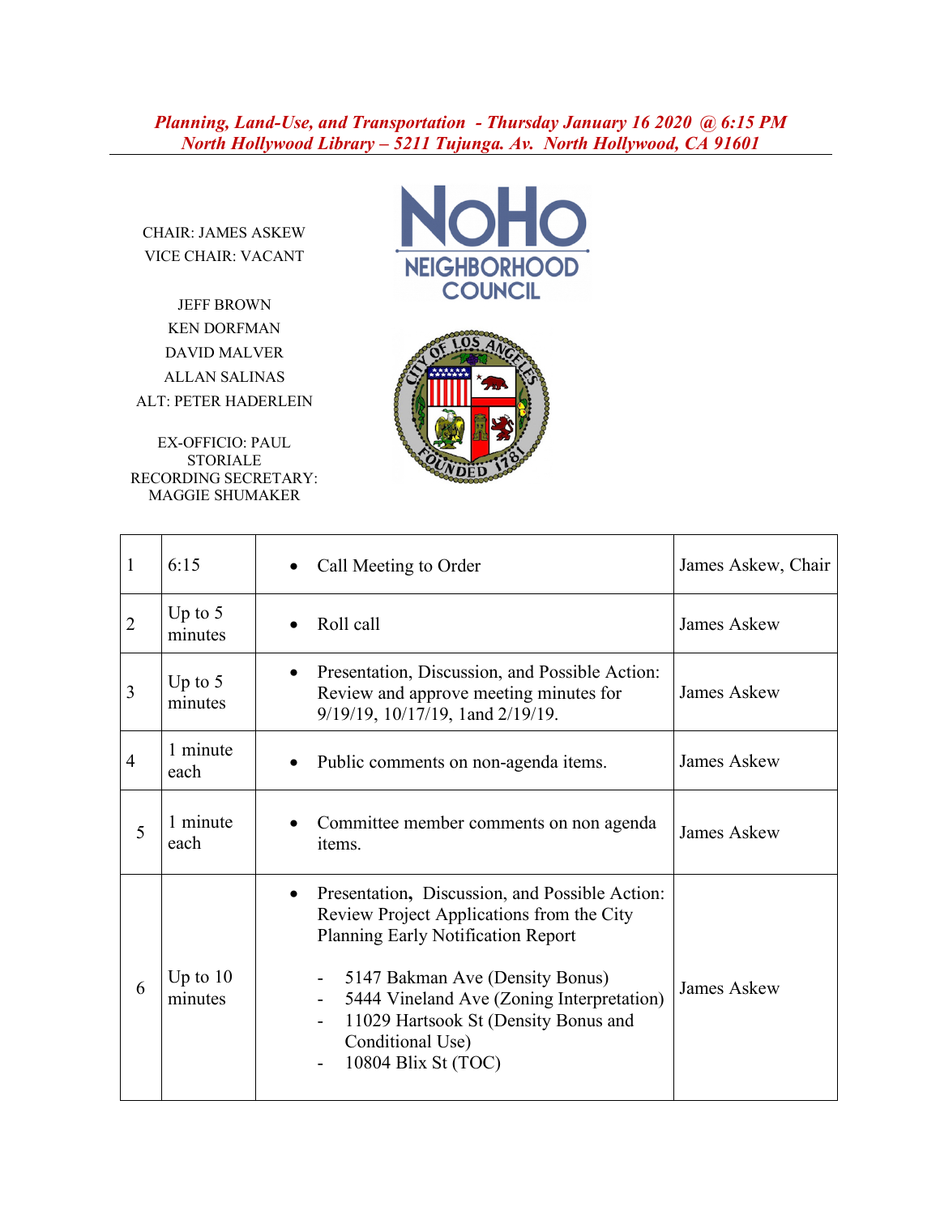*Planning, Land-Use, and Transportation - Thursday January 16 2020 @ 6:15 PM*
*North Hollywood Library – 5211 Tujunga. Av. North Hollywood, CA 91601*

---

CHAIR: JAMES ASKEW
VICE CHAIR: VACANT

JEFF BROWN
KEN DORFMAN
DAVID MALVER
ALLAN SALINAS
ALT: PETER HADERLEIN

EX-OFFICIO: PAUL STORIALE
RECORDING SECRETARY: MAGGIE SHUMAKER

| | | | |
|---|---|---|---|
| 1 | 6:15 | • Call Meeting to Order | James Askew, Chair |
| 2 | Up to 5 minutes | • Roll call | James Askew |
| 3 | Up to 5 minutes | • Presentation, Discussion, and Possible Action: Review and approve meeting minutes for 9/19/19, 10/17/19, 1and 2/19/19. | James Askew |
| 4 | 1 minute each | • Public comments on non-agenda items. | James Askew |
| 5 | 1 minute each | • Committee member comments on non agenda items. | James Askew |
| 6 | Up to 10 minutes | • Presentation, Discussion, and Possible Action: Review Project Applications from the City Planning Early Notification Report<br>- 5147 Bakman Ave (Density Bonus)<br>- 5444 Vineland Ave (Zoning Interpretation)<br>- 11029 Hartsook St (Density Bonus and Conditional Use)<br>- 10804 Blix St (TOC) | James Askew |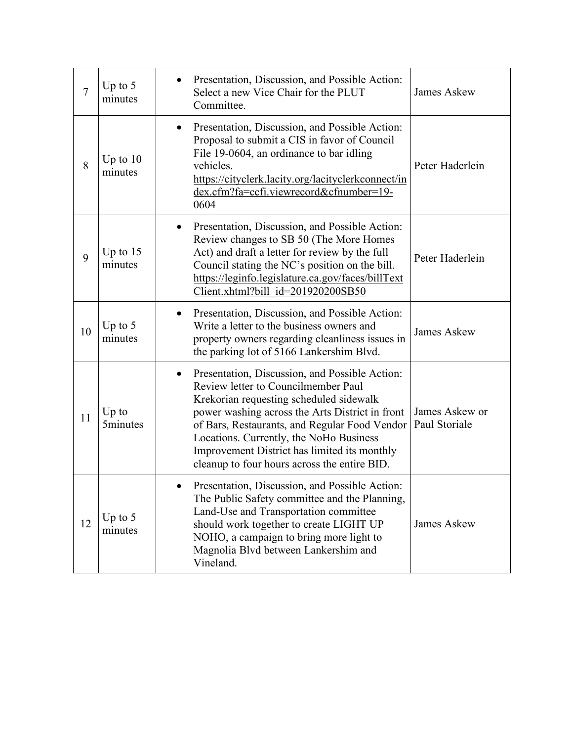| | | | |
|---|---|---|---|
| 7 | Up to 5 minutes | • Presentation, Discussion, and Possible Action: Select a new Vice Chair for the PLUT Committee. | James Askew |
| 8 | Up to 10 minutes | • Presentation, Discussion, and Possible Action: Proposal to submit a CIS in favor of Council File 19-0604, an ordinance to bar idling vehicles. https://cityclerk.lacity.org/lacityclerkconnect/index.cfm?fa=ccfi.viewrecord&cfnumber=19-0604 | Peter Haderlein |
| 9 | Up to 15 minutes | • Presentation, Discussion, and Possible Action: Review changes to SB 50 (The More Homes Act) and draft a letter for review by the full Council stating the NC's position on the bill. https://leginfo.legislature.ca.gov/faces/billTextClient.xhtml?bill_id=201920200SB50 | Peter Haderlein |
| 10 | Up to 5 minutes | • Presentation, Discussion, and Possible Action: Write a letter to the business owners and property owners regarding cleanliness issues in the parking lot of 5166 Lankershim Blvd. | James Askew |
| 11 | Up to 5minutes | • Presentation, Discussion, and Possible Action: Review letter to Councilmember Paul Krekorian requesting scheduled sidewalk power washing across the Arts District in front of Bars, Restaurants, and Regular Food Vendor Locations. Currently, the NoHo Business Improvement District has limited its monthly cleanup to four hours across the entire BID. | James Askew or Paul Storiale |
| 12 | Up to 5 minutes | • Presentation, Discussion, and Possible Action: The Public Safety committee and the Planning, Land-Use and Transportation committee should work together to create LIGHT UP NOHO, a campaign to bring more light to Magnolia Blvd between Lankershim and Vineland. | James Askew |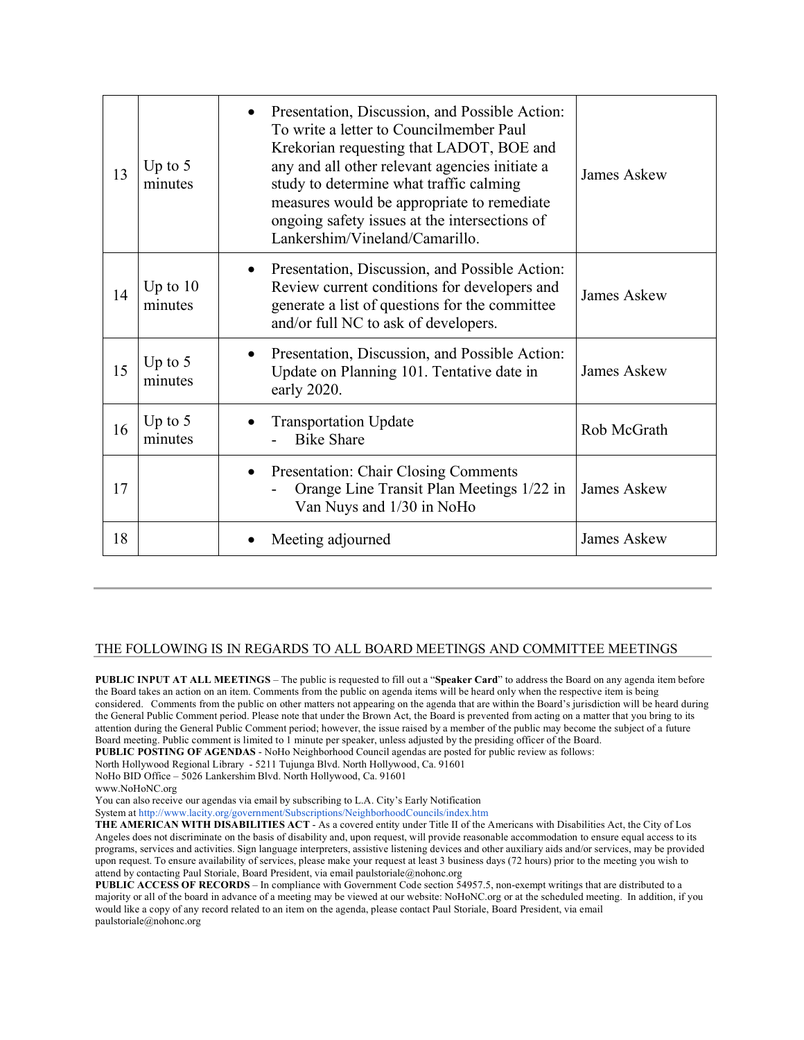| 13 | Up to 5 minutes | • Presentation, Discussion, and Possible Action: To write a letter to Councilmember Paul Krekorian requesting that LADOT, BOE and any and all other relevant agencies initiate a study to determine what traffic calming measures would be appropriate to remediate ongoing safety issues at the intersections of Lankershim/Vineland/Camarillo. | James Askew |
|---|---|---|---|
| 14 | Up to 10 minutes | • Presentation, Discussion, and Possible Action: Review current conditions for developers and generate a list of questions for the committee and/or full NC to ask of developers. | James Askew |
| 15 | Up to 5 minutes | • Presentation, Discussion, and Possible Action: Update on Planning 101. Tentative date in early 2020. | James Askew |
| 16 | Up to 5 minutes | • Transportation Update<br>- Bike Share | Rob McGrath |
| 17 | | • Presentation: Chair Closing Comments<br>- Orange Line Transit Plan Meetings 1/22 in Van Nuys and 1/30 in NoHo | James Askew |
| 18 | | • Meeting adjourned | James Askew |

---

THE FOLLOWING IS IN REGARDS TO ALL BOARD MEETINGS AND COMMITTEE MEETINGS

**PUBLIC INPUT AT ALL MEETINGS** – The public is requested to fill out a "**Speaker Card**" to address the Board on any agenda item before the Board takes an action on an item. Comments from the public on agenda items will be heard only when the respective item is being considered. Comments from the public on other matters not appearing on the agenda that are within the Board's jurisdiction will be heard during the General Public Comment period. Please note that under the Brown Act, the Board is prevented from acting on a matter that you bring to its attention during the General Public Comment period; however, the issue raised by a member of the public may become the subject of a future Board meeting. Public comment is limited to 1 minute per speaker, unless adjusted by the presiding officer of the Board.

**PUBLIC POSTING OF AGENDAS** - NoHo Neighborhood Council agendas are posted for public review as follows:
North Hollywood Regional Library - 5211 Tujunga Blvd. North Hollywood, Ca. 91601
NoHo BID Office – 5026 Lankershim Blvd. North Hollywood, Ca. 91601
www.NoHoNC.org
You can also receive our agendas via email by subscribing to L.A. City's Early Notification System at http://www.lacity.org/government/Subscriptions/NeighborhoodCouncils/index.htm

**THE AMERICAN WITH DISABILITIES ACT** - As a covered entity under Title II of the Americans with Disabilities Act, the City of Los Angeles does not discriminate on the basis of disability and, upon request, will provide reasonable accommodation to ensure equal access to its programs, services and activities. Sign language interpreters, assistive listening devices and other auxiliary aids and/or services, may be provided upon request. To ensure availability of services, please make your request at least 3 business days (72 hours) prior to the meeting you wish to attend by contacting Paul Storiale, Board President, via email paulstoriale@nohonc.org

**PUBLIC ACCESS OF RECORDS** – In compliance with Government Code section 54957.5, non-exempt writings that are distributed to a majority or all of the board in advance of a meeting may be viewed at our website: NoHoNC.org or at the scheduled meeting. In addition, if you would like a copy of any record related to an item on the agenda, please contact Paul Storiale, Board President, via email paulstoriale@nohonc.org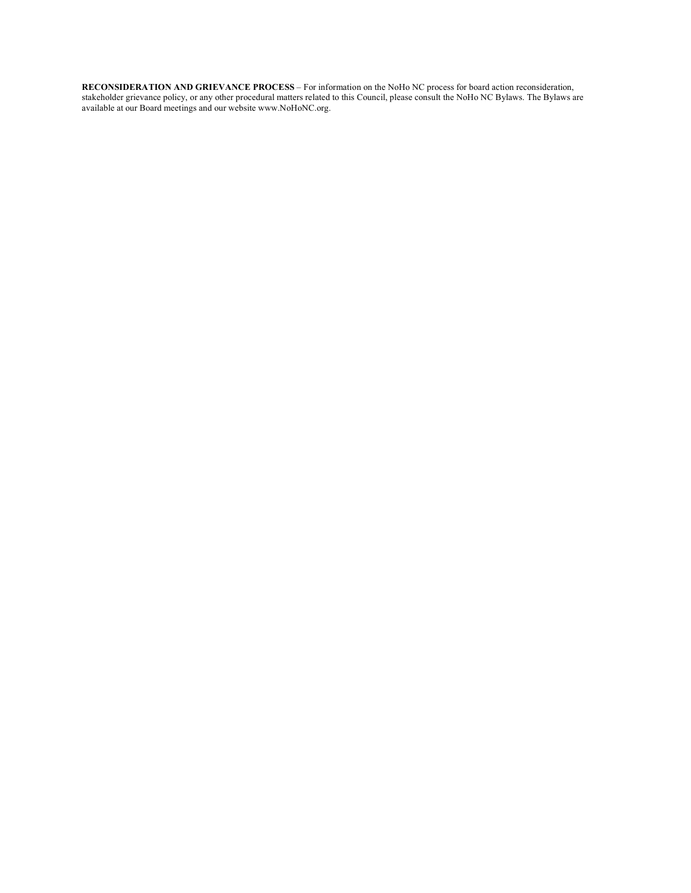**RECONSIDERATION AND GRIEVANCE PROCESS** – For information on the NoHo NC process for board action reconsideration, stakeholder grievance policy, or any other procedural matters related to this Council, please consult the NoHo NC Bylaws. The Bylaws are available at our Board meetings and our website www.NoHoNC.org.